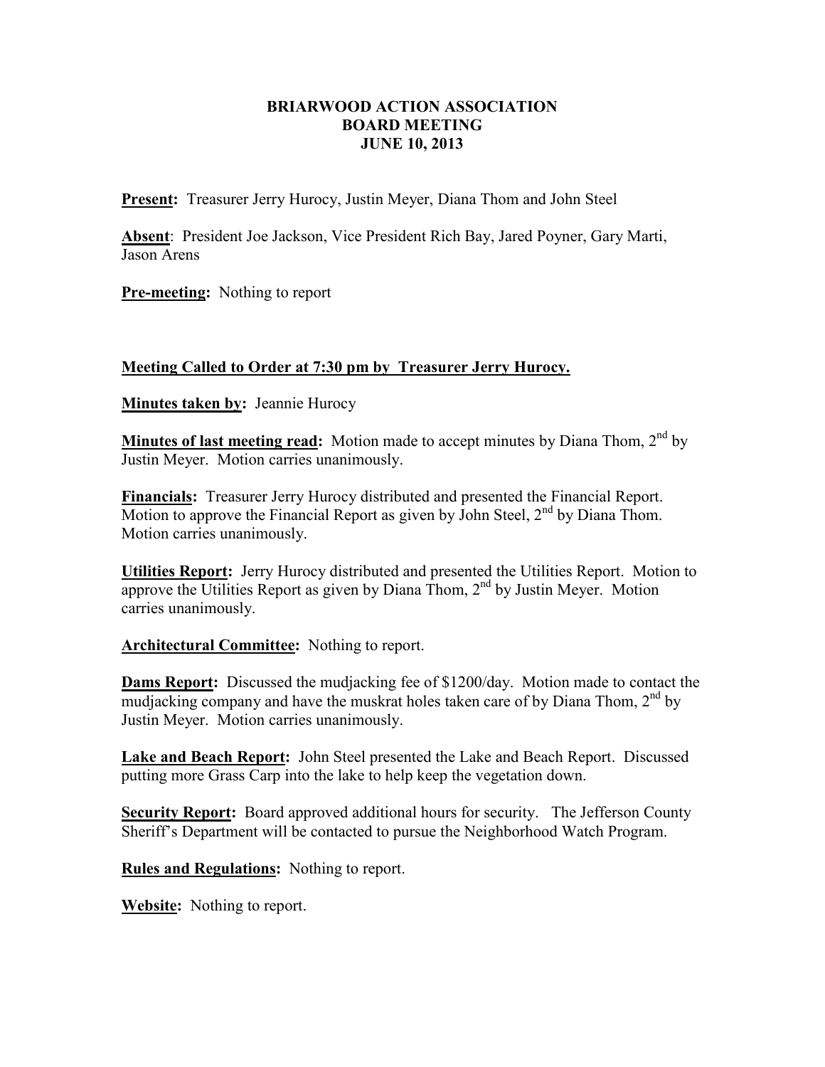**BRIARWOOD ACTION ASSOCIATION**
**BOARD MEETING**
**JUNE 10, 2013**

**Present:** Treasurer Jerry Hurocy, Justin Meyer, Diana Thom and John Steel

**Absent**: President Joe Jackson, Vice President Rich Bay, Jared Poyner, Gary Marti, Jason Arens

**Pre-meeting:** Nothing to report

**Meeting Called to Order at 7:30 pm by Treasurer Jerry Hurocy.**

**Minutes taken by:** Jeannie Hurocy

**Minutes of last meeting read:** Motion made to accept minutes by Diana Thom, 2nd by Justin Meyer. Motion carries unanimously.

**Financials:** Treasurer Jerry Hurocy distributed and presented the Financial Report. Motion to approve the Financial Report as given by John Steel, 2nd by Diana Thom. Motion carries unanimously.

**Utilities Report:** Jerry Hurocy distributed and presented the Utilities Report. Motion to approve the Utilities Report as given by Diana Thom, 2nd by Justin Meyer. Motion carries unanimously.

**Architectural Committee:** Nothing to report.

**Dams Report:** Discussed the mudjacking fee of $1200/day. Motion made to contact the mudjacking company and have the muskrat holes taken care of by Diana Thom, 2nd by Justin Meyer. Motion carries unanimously.

**Lake and Beach Report:** John Steel presented the Lake and Beach Report. Discussed putting more Grass Carp into the lake to help keep the vegetation down.

**Security Report:** Board approved additional hours for security. The Jefferson County Sheriff's Department will be contacted to pursue the Neighborhood Watch Program.

**Rules and Regulations:** Nothing to report.

**Website:** Nothing to report.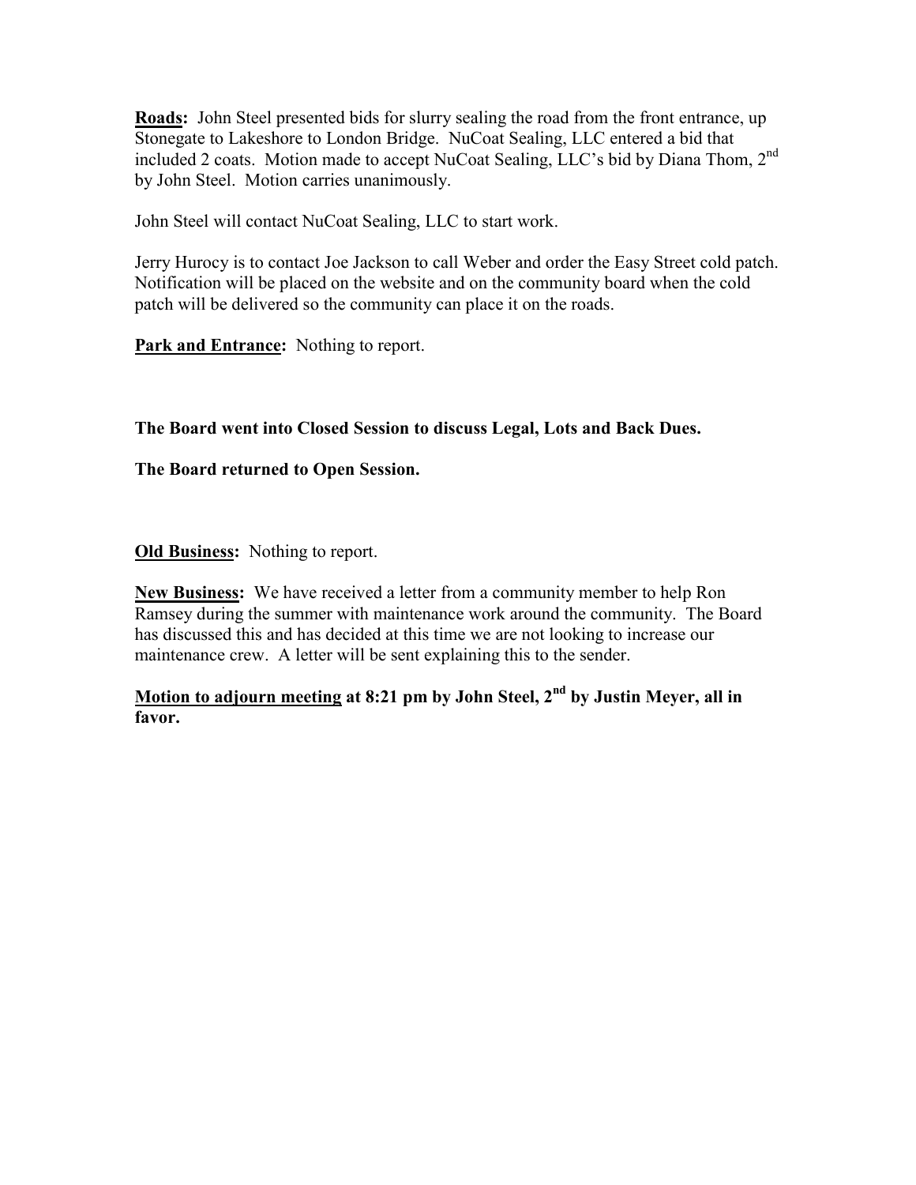**Roads:** John Steel presented bids for slurry sealing the road from the front entrance, up Stonegate to Lakeshore to London Bridge. NuCoat Sealing, LLC entered a bid that included 2 coats. Motion made to accept NuCoat Sealing, LLC's bid by Diana Thom, 2nd by John Steel. Motion carries unanimously.

John Steel will contact NuCoat Sealing, LLC to start work.

Jerry Hurocy is to contact Joe Jackson to call Weber and order the Easy Street cold patch. Notification will be placed on the website and on the community board when the cold patch will be delivered so the community can place it on the roads.

**Park and Entrance:** Nothing to report.

**The Board went into Closed Session to discuss Legal, Lots and Back Dues.**

**The Board returned to Open Session.**

**Old Business:** Nothing to report.

**New Business:** We have received a letter from a community member to help Ron Ramsey during the summer with maintenance work around the community. The Board has discussed this and has decided at this time we are not looking to increase our maintenance crew. A letter will be sent explaining this to the sender.

**Motion to adjourn meeting at 8:21 pm by John Steel, 2nd by Justin Meyer, all in favor.**